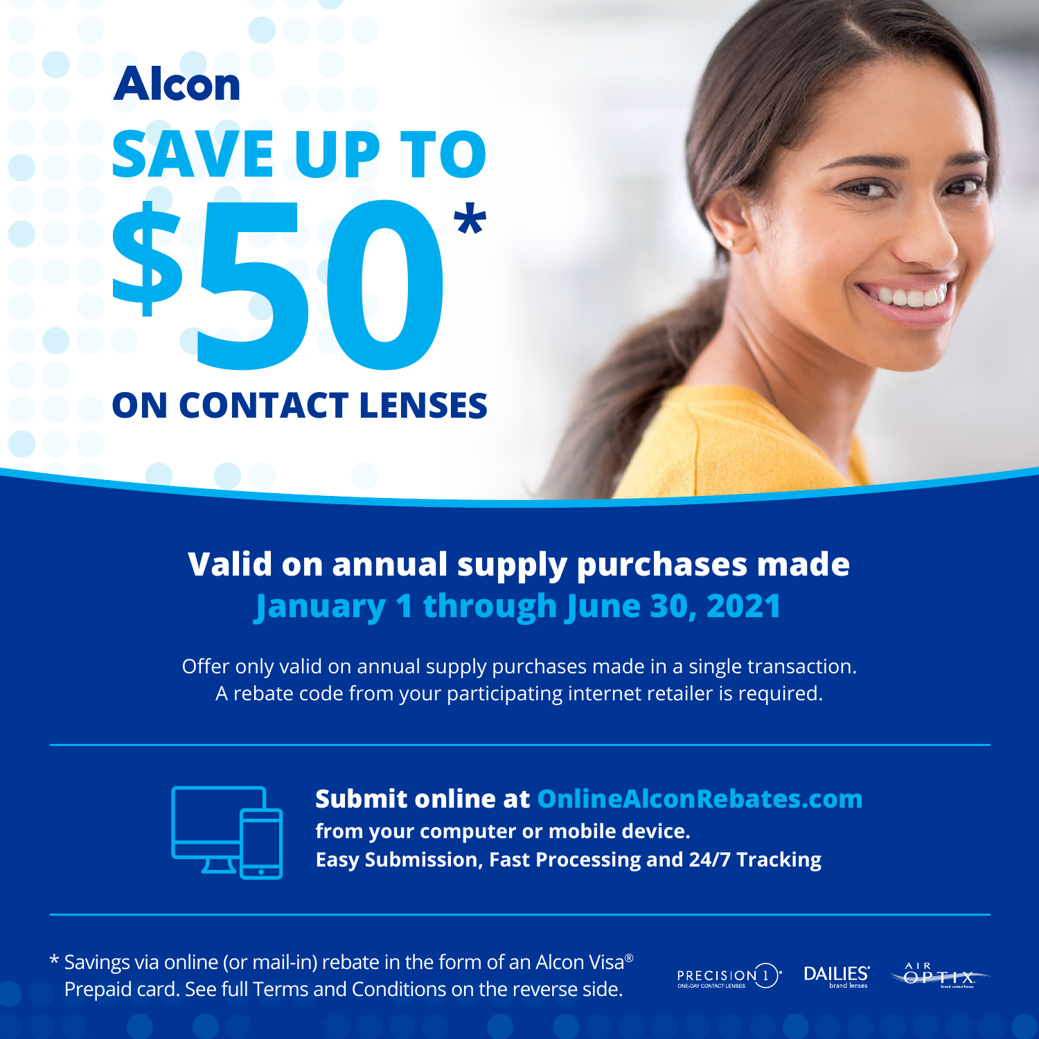Alcon

# SAVE UP TO $50* ON CONTACT LENSES

## Valid on annual supply purchases made January 1 through June 30, 2021

Offer only valid on annual supply purchases made in a single transaction. A rebate code from your participating internet retailer is required.

**Submit online at OnlineAlconRebates.com**
**from your computer or mobile device.**
**Easy Submission, Fast Processing and 24/7 Tracking**

* Savings via online (or mail-in) rebate in the form of an Alcon Visa® Prepaid card. See full Terms and Conditions on the reverse side.

PRECISION 1 ONE-DAY CONTACT LENSES | DAILIES brand lenses | AIR OPTIX brand contact lenses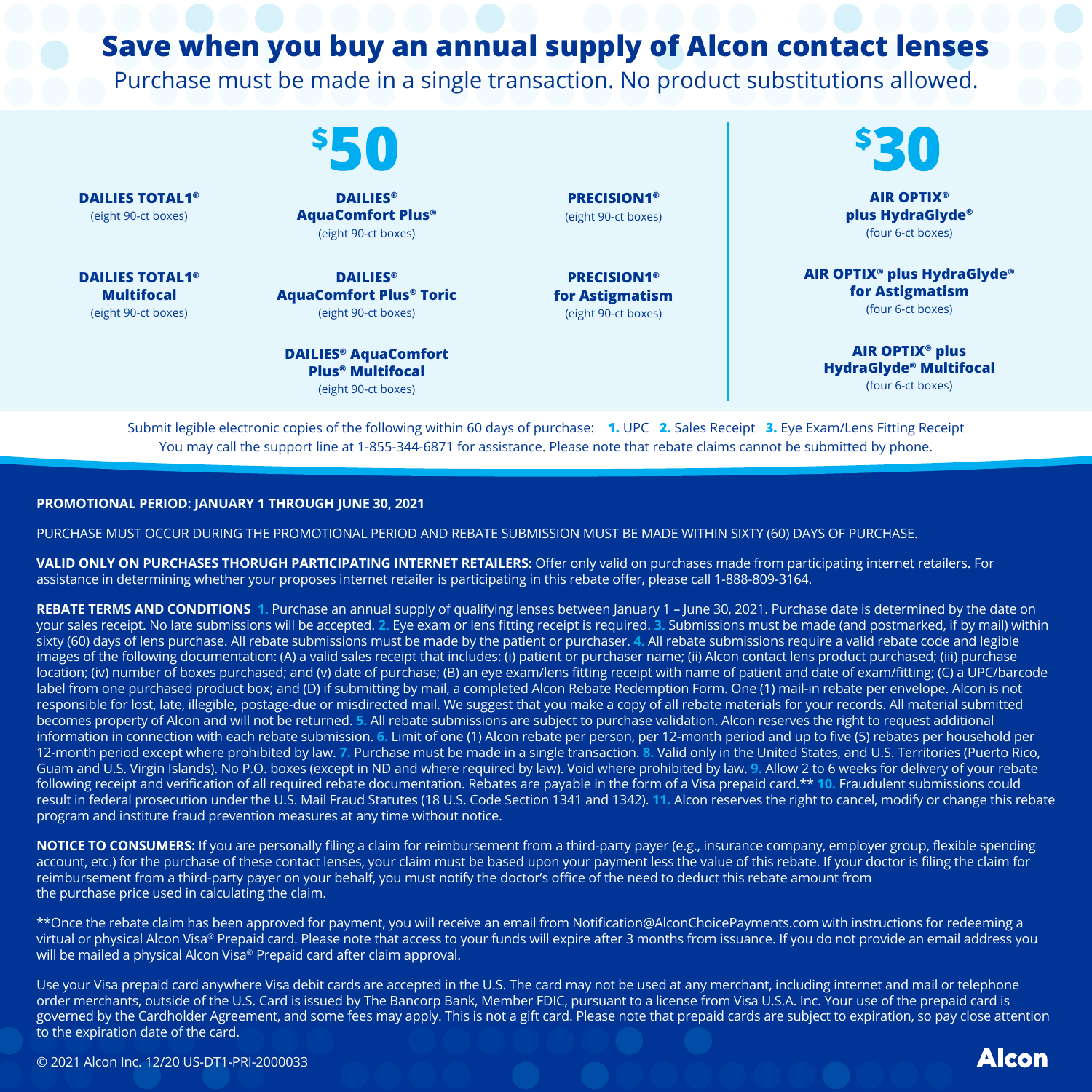# Save when you buy an annual supply of Alcon contact lenses

Purchase must be made in a single transaction. No product substitutions allowed.

## $50

**DAILIES TOTAL1®**
(eight 90-ct boxes)

**DAILIES TOTAL1® Multifocal**
(eight 90-ct boxes)

**DAILIES® AquaComfort Plus®**
(eight 90-ct boxes)

**DAILIES® AquaComfort Plus® Toric**
(eight 90-ct boxes)

**DAILIES® AquaComfort Plus® Multifocal**
(eight 90-ct boxes)

**PRECISION1®**
(eight 90-ct boxes)

**PRECISION1® for Astigmatism**
(eight 90-ct boxes)

## $30

**AIR OPTIX® plus HydraGlyde®**
(four 6-ct boxes)

**AIR OPTIX® plus HydraGlyde® for Astigmatism**
(four 6-ct boxes)

**AIR OPTIX® plus HydraGlyde® Multifocal**
(four 6-ct boxes)

Submit legible electronic copies of the following within 60 days of purchase: **1.** UPC **2.** Sales Receipt **3.** Eye Exam/Lens Fitting Receipt
You may call the support line at 1-855-344-6871 for assistance. Please note that rebate claims cannot be submitted by phone.

**PROMOTIONAL PERIOD: JANUARY 1 THROUGH JUNE 30, 2021**

PURCHASE MUST OCCUR DURING THE PROMOTIONAL PERIOD AND REBATE SUBMISSION MUST BE MADE WITHIN SIXTY (60) DAYS OF PURCHASE.

**VALID ONLY ON PURCHASES THORUGH PARTICIPATING INTERNET RETAILERS:** Offer only valid on purchases made from participating internet retailers. For assistance in determining whether your proposes internet retailer is participating in this rebate offer, please call 1-888-809-3164.

**REBATE TERMS AND CONDITIONS** **1.** Purchase an annual supply of qualifying lenses between January 1 – June 30, 2021. Purchase date is determined by the date on your sales receipt. No late submissions will be accepted. **2.** Eye exam or lens fitting receipt is required. **3.** Submissions must be made (and postmarked, if by mail) within sixty (60) days of lens purchase. All rebate submissions must be made by the patient or purchaser. **4.** All rebate submissions require a valid rebate code and legible images of the following documentation: (A) a valid sales receipt that includes: (i) patient or purchaser name; (ii) Alcon contact lens product purchased; (iii) purchase location; (iv) number of boxes purchased; and (v) date of purchase; (B) an eye exam/lens fitting receipt with name of patient and date of exam/fitting; (C) a UPC/barcode label from one purchased product box; and (D) if submitting by mail, a completed Alcon Rebate Redemption Form. One (1) mail-in rebate per envelope. Alcon is not responsible for lost, late, illegible, postage-due or misdirected mail. We suggest that you make a copy of all rebate materials for your records. All material submitted becomes property of Alcon and will not be returned. **5.** All rebate submissions are subject to purchase validation. Alcon reserves the right to request additional information in connection with each rebate submission. **6.** Limit of one (1) Alcon rebate per person, per 12-month period and up to five (5) rebates per household per 12-month period except where prohibited by law. **7.** Purchase must be made in a single transaction. **8.** Valid only in the United States, and U.S. Territories (Puerto Rico, Guam and U.S. Virgin Islands). No P.O. boxes (except in ND and where required by law). Void where prohibited by law. **9.** Allow 2 to 6 weeks for delivery of your rebate following receipt and verification of all required rebate documentation. Rebates are payable in the form of a Visa prepaid card.** **10.** Fraudulent submissions could result in federal prosecution under the U.S. Mail Fraud Statutes (18 U.S. Code Section 1341 and 1342). **11.** Alcon reserves the right to cancel, modify or change this rebate program and institute fraud prevention measures at any time without notice.

**NOTICE TO CONSUMERS:** If you are personally filing a claim for reimbursement from a third-party payer (e.g., insurance company, employer group, flexible spending account, etc.) for the purchase of these contact lenses, your claim must be based upon your payment less the value of this rebate. If your doctor is filing the claim for reimbursement from a third-party payer on your behalf, you must notify the doctor's office of the need to deduct this rebate amount from the purchase price used in calculating the claim.

**Once the rebate claim has been approved for payment, you will receive an email from Notification@AlconChoicePayments.com with instructions for redeeming a virtual or physical Alcon Visa® Prepaid card. Please note that access to your funds will expire after 3 months from issuance. If you do not provide an email address you will be mailed a physical Alcon Visa® Prepaid card after claim approval.

Use your Visa prepaid card anywhere Visa debit cards are accepted in the U.S. The card may not be used at any merchant, including internet and mail or telephone order merchants, outside of the U.S. Card is issued by The Bancorp Bank, Member FDIC, pursuant to a license from Visa U.S.A. Inc. Your use of the prepaid card is governed by the Cardholder Agreement, and some fees may apply. This is not a gift card. Please note that prepaid cards are subject to expiration, so pay close attention to the expiration date of the card.

© 2021 Alcon Inc. 12/20 US-DT1-PRI-2000033

Alcon